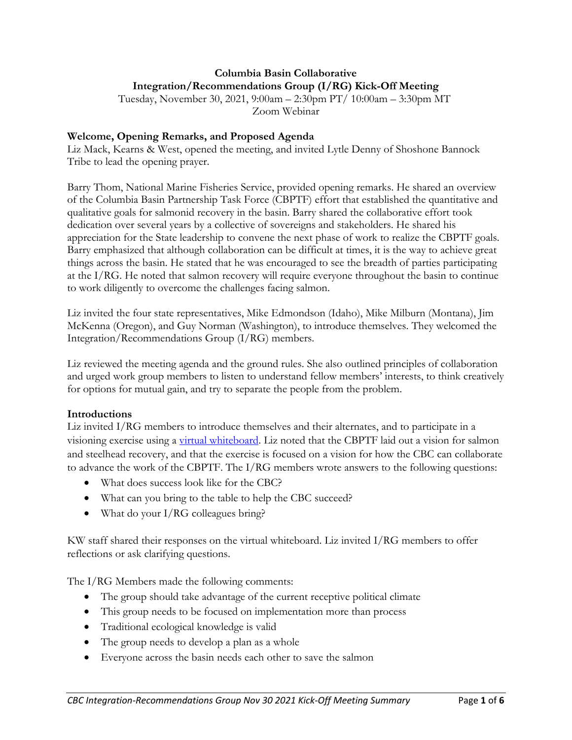**Columbia Basin Collaborative**
**Integration/Recommendations Group (I/RG) Kick-Off Meeting**
Tuesday, November 30, 2021, 9:00am – 2:30pm PT/ 10:00am – 3:30pm MT
Zoom Webinar

## Welcome, Opening Remarks, and Proposed Agenda

Liz Mack, Kearns & West, opened the meeting, and invited Lytle Denny of Shoshone Bannock Tribe to lead the opening prayer.

Barry Thom, National Marine Fisheries Service, provided opening remarks. He shared an overview of the Columbia Basin Partnership Task Force (CBPTF) effort that established the quantitative and qualitative goals for salmonid recovery in the basin. Barry shared the collaborative effort took dedication over several years by a collective of sovereigns and stakeholders. He shared his appreciation for the State leadership to convene the next phase of work to realize the CBPTF goals. Barry emphasized that although collaboration can be difficult at times, it is the way to achieve great things across the basin. He stated that he was encouraged to see the breadth of parties participating at the I/RG. He noted that salmon recovery will require everyone throughout the basin to continue to work diligently to overcome the challenges facing salmon.

Liz invited the four state representatives, Mike Edmondson (Idaho), Mike Milburn (Montana), Jim McKenna (Oregon), and Guy Norman (Washington), to introduce themselves. They welcomed the Integration/Recommendations Group (I/RG) members.

Liz reviewed the meeting agenda and the ground rules. She also outlined principles of collaboration and urged work group members to listen to understand fellow members' interests, to think creatively for options for mutual gain, and try to separate the people from the problem.

## Introductions

Liz invited I/RG members to introduce themselves and their alternates, and to participate in a visioning exercise using a [virtual whiteboard](). Liz noted that the CBPTF laid out a vision for salmon and steelhead recovery, and that the exercise is focused on a vision for how the CBC can collaborate to advance the work of the CBPTF. The I/RG members wrote answers to the following questions:

- What does success look like for the CBC?
- What can you bring to the table to help the CBC succeed?
- What do your I/RG colleagues bring?

KW staff shared their responses on the virtual whiteboard. Liz invited I/RG members to offer reflections or ask clarifying questions.

The I/RG Members made the following comments:

- The group should take advantage of the current receptive political climate
- This group needs to be focused on implementation more than process
- Traditional ecological knowledge is valid
- The group needs to develop a plan as a whole
- Everyone across the basin needs each other to save the salmon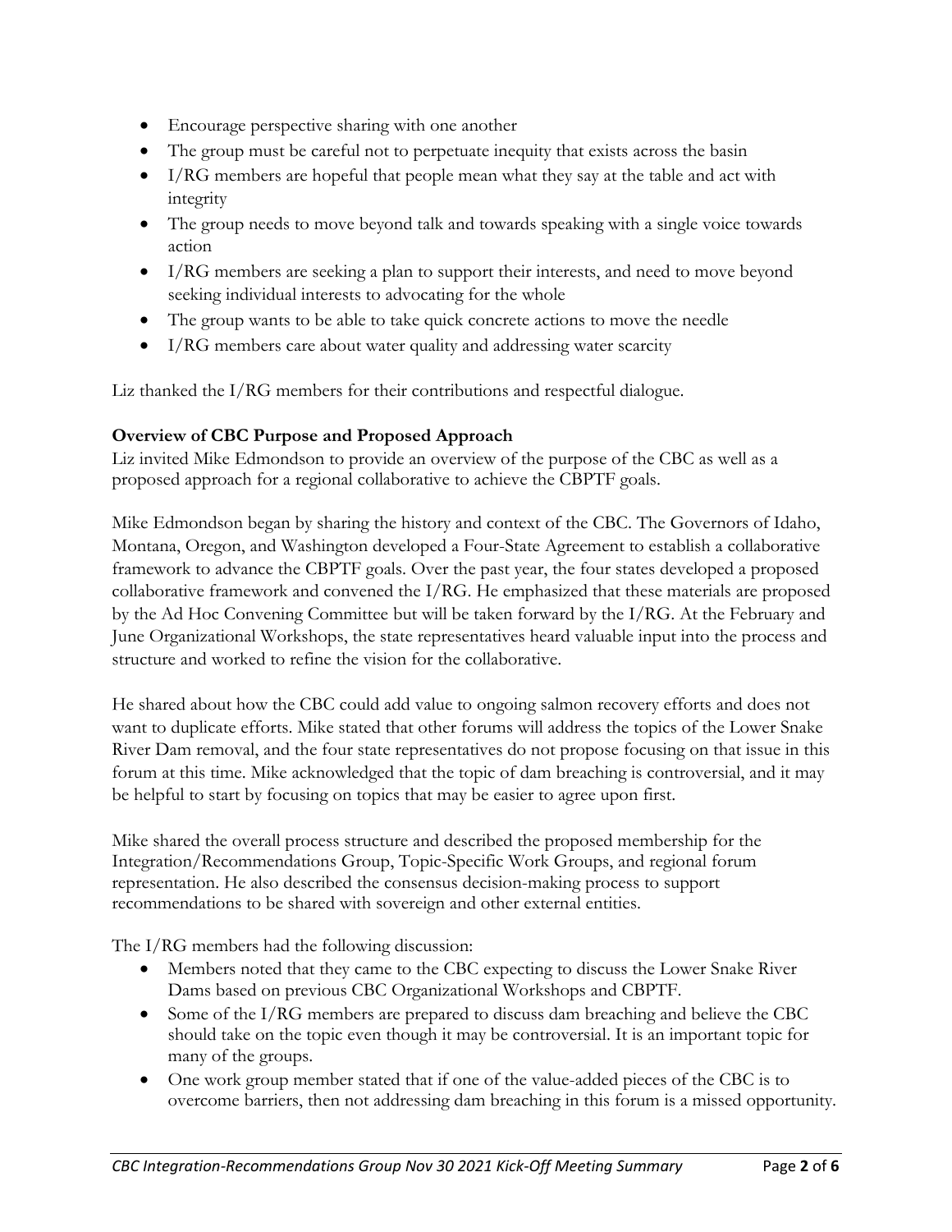- Encourage perspective sharing with one another
- The group must be careful not to perpetuate inequity that exists across the basin
- I/RG members are hopeful that people mean what they say at the table and act with integrity
- The group needs to move beyond talk and towards speaking with a single voice towards action
- I/RG members are seeking a plan to support their interests, and need to move beyond seeking individual interests to advocating for the whole
- The group wants to be able to take quick concrete actions to move the needle
- I/RG members care about water quality and addressing water scarcity

Liz thanked the I/RG members for their contributions and respectful dialogue.

**Overview of CBC Purpose and Proposed Approach**

Liz invited Mike Edmondson to provide an overview of the purpose of the CBC as well as a proposed approach for a regional collaborative to achieve the CBPTF goals.

Mike Edmondson began by sharing the history and context of the CBC. The Governors of Idaho, Montana, Oregon, and Washington developed a Four-State Agreement to establish a collaborative framework to advance the CBPTF goals. Over the past year, the four states developed a proposed collaborative framework and convened the I/RG. He emphasized that these materials are proposed by the Ad Hoc Convening Committee but will be taken forward by the I/RG. At the February and June Organizational Workshops, the state representatives heard valuable input into the process and structure and worked to refine the vision for the collaborative.

He shared about how the CBC could add value to ongoing salmon recovery efforts and does not want to duplicate efforts. Mike stated that other forums will address the topics of the Lower Snake River Dam removal, and the four state representatives do not propose focusing on that issue in this forum at this time. Mike acknowledged that the topic of dam breaching is controversial, and it may be helpful to start by focusing on topics that may be easier to agree upon first.

Mike shared the overall process structure and described the proposed membership for the Integration/Recommendations Group, Topic-Specific Work Groups, and regional forum representation. He also described the consensus decision-making process to support recommendations to be shared with sovereign and other external entities.

The I/RG members had the following discussion:

- Members noted that they came to the CBC expecting to discuss the Lower Snake River Dams based on previous CBC Organizational Workshops and CBPTF.
- Some of the I/RG members are prepared to discuss dam breaching and believe the CBC should take on the topic even though it may be controversial. It is an important topic for many of the groups.
- One work group member stated that if one of the value-added pieces of the CBC is to overcome barriers, then not addressing dam breaching in this forum is a missed opportunity.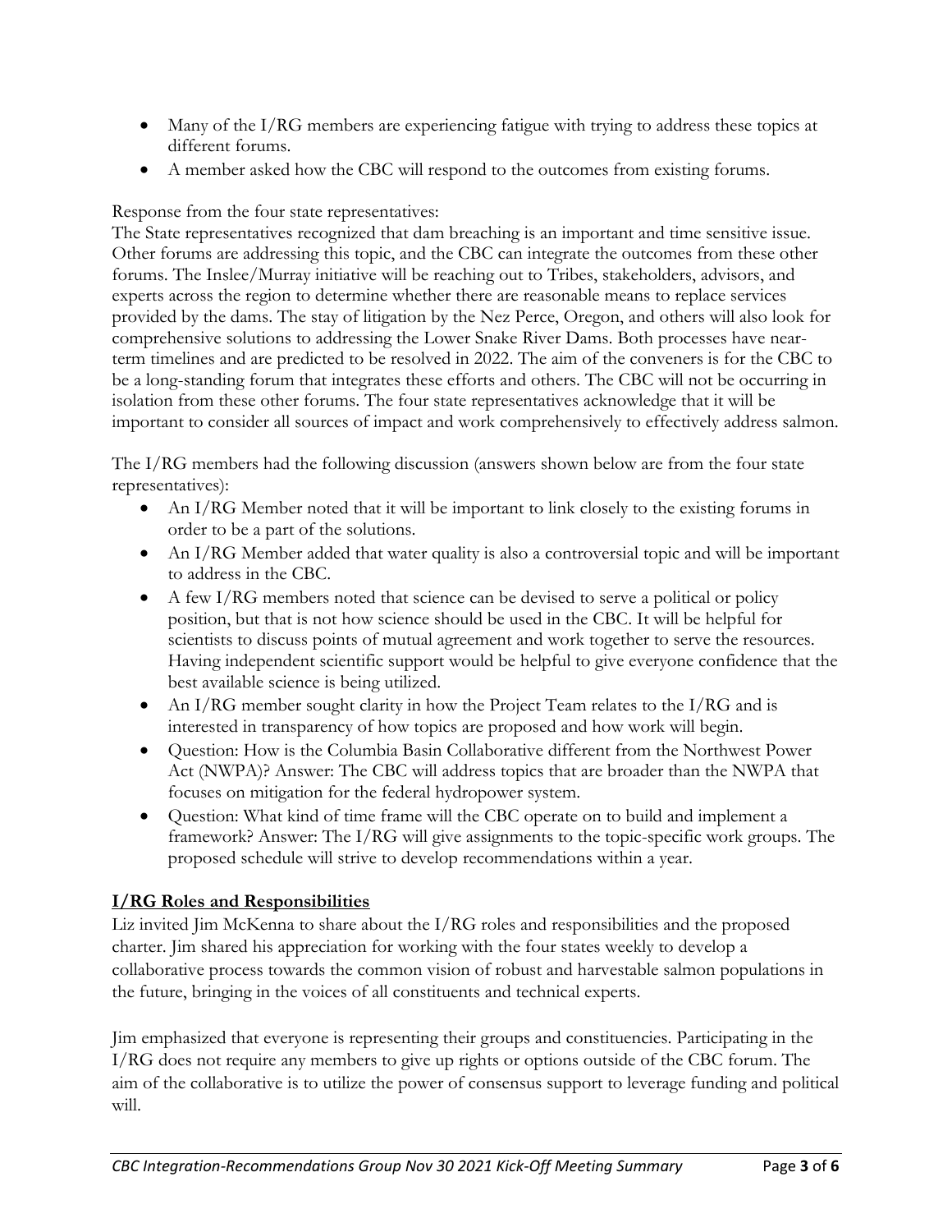- Many of the I/RG members are experiencing fatigue with trying to address these topics at different forums.
- A member asked how the CBC will respond to the outcomes from existing forums.

Response from the four state representatives:
The State representatives recognized that dam breaching is an important and time sensitive issue. Other forums are addressing this topic, and the CBC can integrate the outcomes from these other forums. The Inslee/Murray initiative will be reaching out to Tribes, stakeholders, advisors, and experts across the region to determine whether there are reasonable means to replace services provided by the dams. The stay of litigation by the Nez Perce, Oregon, and others will also look for comprehensive solutions to addressing the Lower Snake River Dams. Both processes have near-term timelines and are predicted to be resolved in 2022. The aim of the conveners is for the CBC to be a long-standing forum that integrates these efforts and others. The CBC will not be occurring in isolation from these other forums. The four state representatives acknowledge that it will be important to consider all sources of impact and work comprehensively to effectively address salmon.

The I/RG members had the following discussion (answers shown below are from the four state representatives):

- An I/RG Member noted that it will be important to link closely to the existing forums in order to be a part of the solutions.
- An I/RG Member added that water quality is also a controversial topic and will be important to address in the CBC.
- A few I/RG members noted that science can be devised to serve a political or policy position, but that is not how science should be used in the CBC. It will be helpful for scientists to discuss points of mutual agreement and work together to serve the resources. Having independent scientific support would be helpful to give everyone confidence that the best available science is being utilized.
- An I/RG member sought clarity in how the Project Team relates to the I/RG and is interested in transparency of how topics are proposed and how work will begin.
- Question: How is the Columbia Basin Collaborative different from the Northwest Power Act (NWPA)? Answer: The CBC will address topics that are broader than the NWPA that focuses on mitigation for the federal hydropower system.
- Question: What kind of time frame will the CBC operate on to build and implement a framework? Answer: The I/RG will give assignments to the topic-specific work groups. The proposed schedule will strive to develop recommendations within a year.

## I/RG Roles and Responsibilities

Liz invited Jim McKenna to share about the I/RG roles and responsibilities and the proposed charter. Jim shared his appreciation for working with the four states weekly to develop a collaborative process towards the common vision of robust and harvestable salmon populations in the future, bringing in the voices of all constituents and technical experts.

Jim emphasized that everyone is representing their groups and constituencies. Participating in the I/RG does not require any members to give up rights or options outside of the CBC forum. The aim of the collaborative is to utilize the power of consensus support to leverage funding and political will.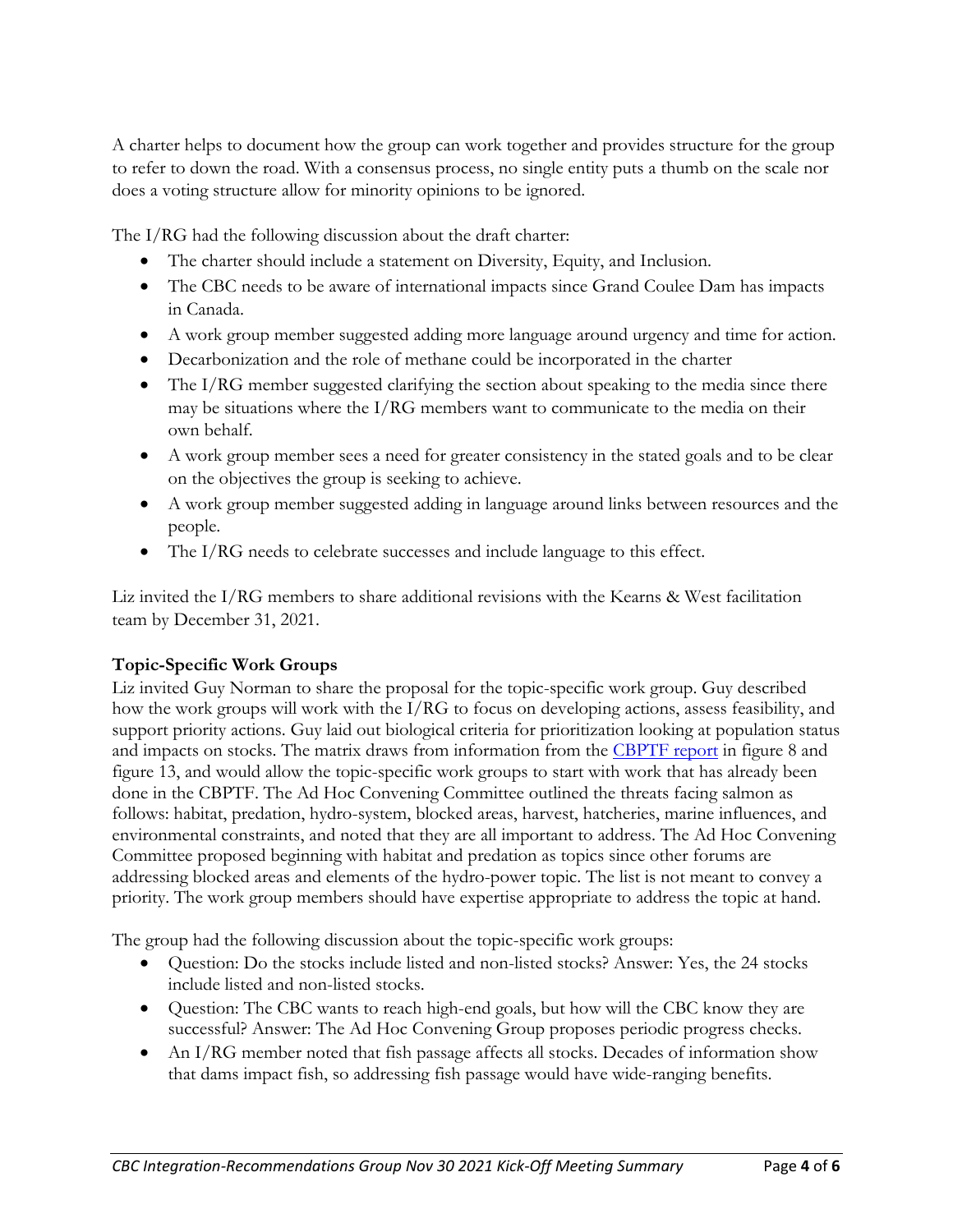A charter helps to document how the group can work together and provides structure for the group to refer to down the road. With a consensus process, no single entity puts a thumb on the scale nor does a voting structure allow for minority opinions to be ignored.

The I/RG had the following discussion about the draft charter:

- The charter should include a statement on Diversity, Equity, and Inclusion.
- The CBC needs to be aware of international impacts since Grand Coulee Dam has impacts in Canada.
- A work group member suggested adding more language around urgency and time for action.
- Decarbonization and the role of methane could be incorporated in the charter
- The I/RG member suggested clarifying the section about speaking to the media since there may be situations where the I/RG members want to communicate to the media on their own behalf.
- A work group member sees a need for greater consistency in the stated goals and to be clear on the objectives the group is seeking to achieve.
- A work group member suggested adding in language around links between resources and the people.
- The I/RG needs to celebrate successes and include language to this effect.

Liz invited the I/RG members to share additional revisions with the Kearns & West facilitation team by December 31, 2021.

**Topic-Specific Work Groups**

Liz invited Guy Norman to share the proposal for the topic-specific work group. Guy described how the work groups will work with the I/RG to focus on developing actions, assess feasibility, and support priority actions. Guy laid out biological criteria for prioritization looking at population status and impacts on stocks. The matrix draws from information from the [CBPTF report] in figure 8 and figure 13, and would allow the topic-specific work groups to start with work that has already been done in the CBPTF. The Ad Hoc Convening Committee outlined the threats facing salmon as follows: habitat, predation, hydro-system, blocked areas, harvest, hatcheries, marine influences, and environmental constraints, and noted that they are all important to address. The Ad Hoc Convening Committee proposed beginning with habitat and predation as topics since other forums are addressing blocked areas and elements of the hydro-power topic. The list is not meant to convey a priority. The work group members should have expertise appropriate to address the topic at hand.

The group had the following discussion about the topic-specific work groups:

- Question: Do the stocks include listed and non-listed stocks? Answer: Yes, the 24 stocks include listed and non-listed stocks.
- Question: The CBC wants to reach high-end goals, but how will the CBC know they are successful? Answer: The Ad Hoc Convening Group proposes periodic progress checks.
- An I/RG member noted that fish passage affects all stocks. Decades of information show that dams impact fish, so addressing fish passage would have wide-ranging benefits.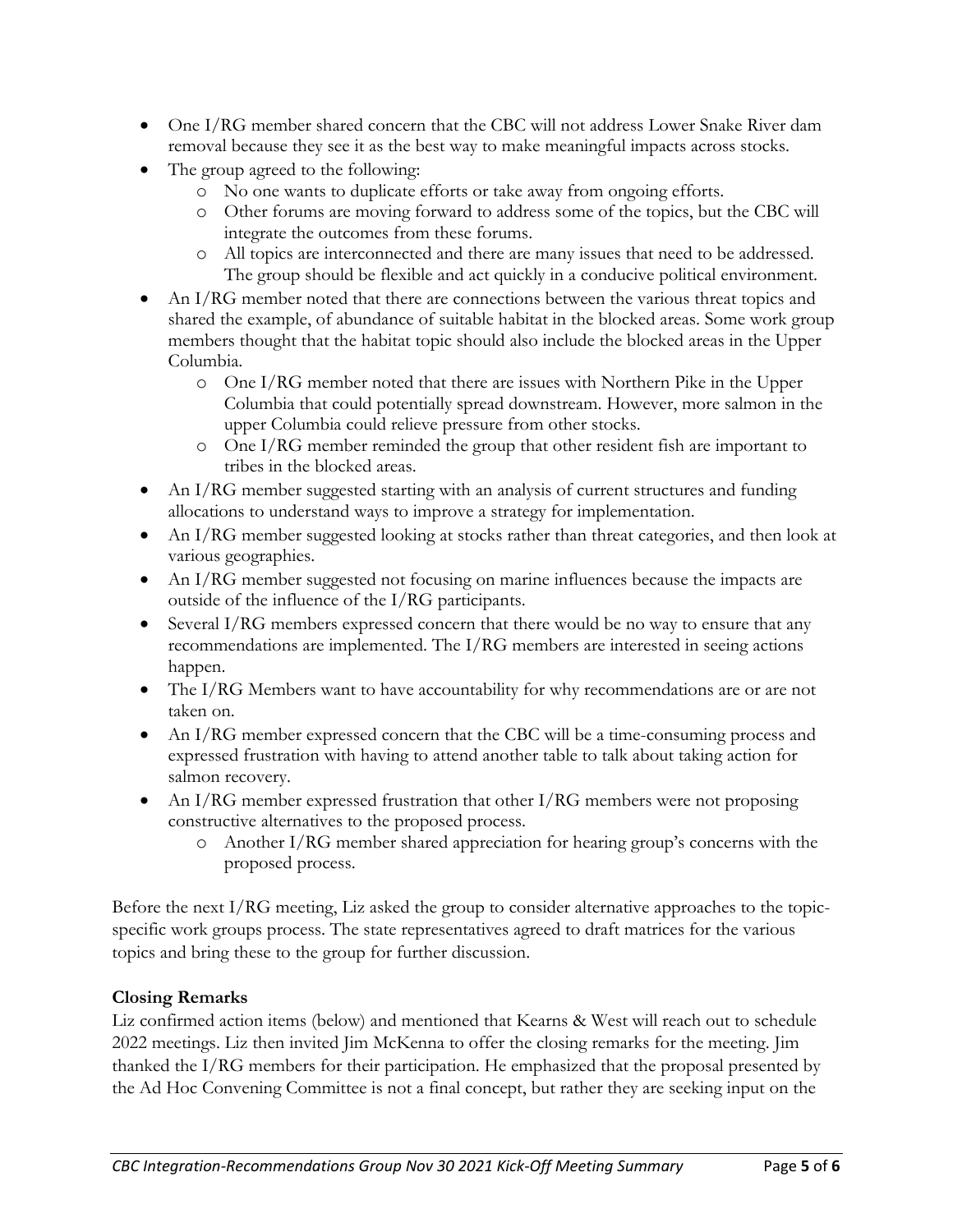- One I/RG member shared concern that the CBC will not address Lower Snake River dam removal because they see it as the best way to make meaningful impacts across stocks.
- The group agreed to the following:
  - No one wants to duplicate efforts or take away from ongoing efforts.
  - Other forums are moving forward to address some of the topics, but the CBC will integrate the outcomes from these forums.
  - All topics are interconnected and there are many issues that need to be addressed. The group should be flexible and act quickly in a conducive political environment.
- An I/RG member noted that there are connections between the various threat topics and shared the example, of abundance of suitable habitat in the blocked areas. Some work group members thought that the habitat topic should also include the blocked areas in the Upper Columbia.
  - One I/RG member noted that there are issues with Northern Pike in the Upper Columbia that could potentially spread downstream. However, more salmon in the upper Columbia could relieve pressure from other stocks.
  - One I/RG member reminded the group that other resident fish are important to tribes in the blocked areas.
- An I/RG member suggested starting with an analysis of current structures and funding allocations to understand ways to improve a strategy for implementation.
- An I/RG member suggested looking at stocks rather than threat categories, and then look at various geographies.
- An I/RG member suggested not focusing on marine influences because the impacts are outside of the influence of the I/RG participants.
- Several I/RG members expressed concern that there would be no way to ensure that any recommendations are implemented. The I/RG members are interested in seeing actions happen.
- The I/RG Members want to have accountability for why recommendations are or are not taken on.
- An I/RG member expressed concern that the CBC will be a time-consuming process and expressed frustration with having to attend another table to talk about taking action for salmon recovery.
- An I/RG member expressed frustration that other I/RG members were not proposing constructive alternatives to the proposed process.
  - Another I/RG member shared appreciation for hearing group's concerns with the proposed process.

Before the next I/RG meeting, Liz asked the group to consider alternative approaches to the topic-specific work groups process. The state representatives agreed to draft matrices for the various topics and bring these to the group for further discussion.

**Closing Remarks**

Liz confirmed action items (below) and mentioned that Kearns & West will reach out to schedule 2022 meetings. Liz then invited Jim McKenna to offer the closing remarks for the meeting. Jim thanked the I/RG members for their participation. He emphasized that the proposal presented by the Ad Hoc Convening Committee is not a final concept, but rather they are seeking input on the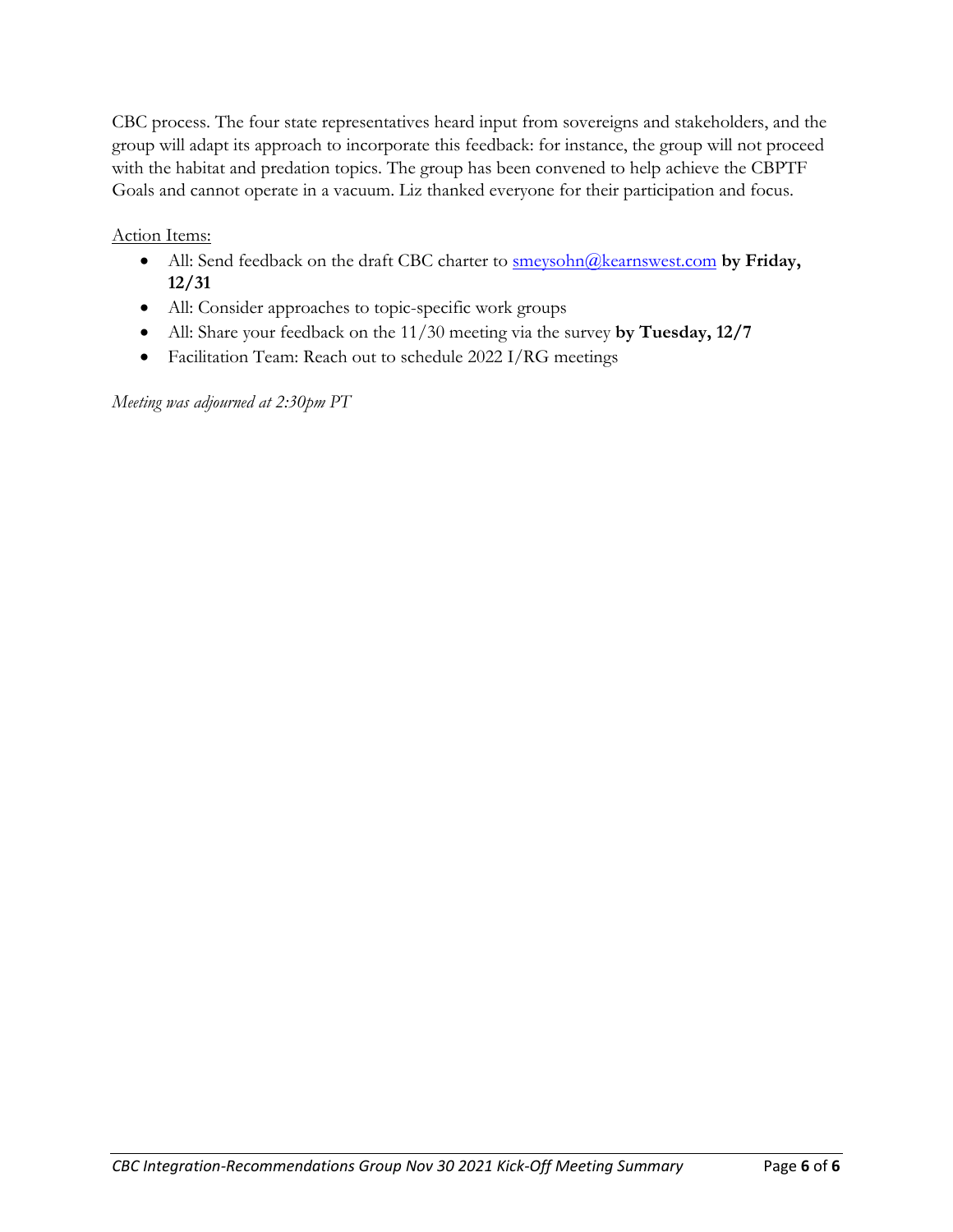CBC process. The four state representatives heard input from sovereigns and stakeholders, and the group will adapt its approach to incorporate this feedback: for instance, the group will not proceed with the habitat and predation topics. The group has been convened to help achieve the CBPTF Goals and cannot operate in a vacuum. Liz thanked everyone for their participation and focus.

Action Items:

- All: Send feedback on the draft CBC charter to smeysohn@kearnswest.com **by Friday, 12/31**
- All: Consider approaches to topic-specific work groups
- All: Share your feedback on the 11/30 meeting via the survey **by Tuesday, 12/7**
- Facilitation Team: Reach out to schedule 2022 I/RG meetings

*Meeting was adjourned at 2:30pm PT*